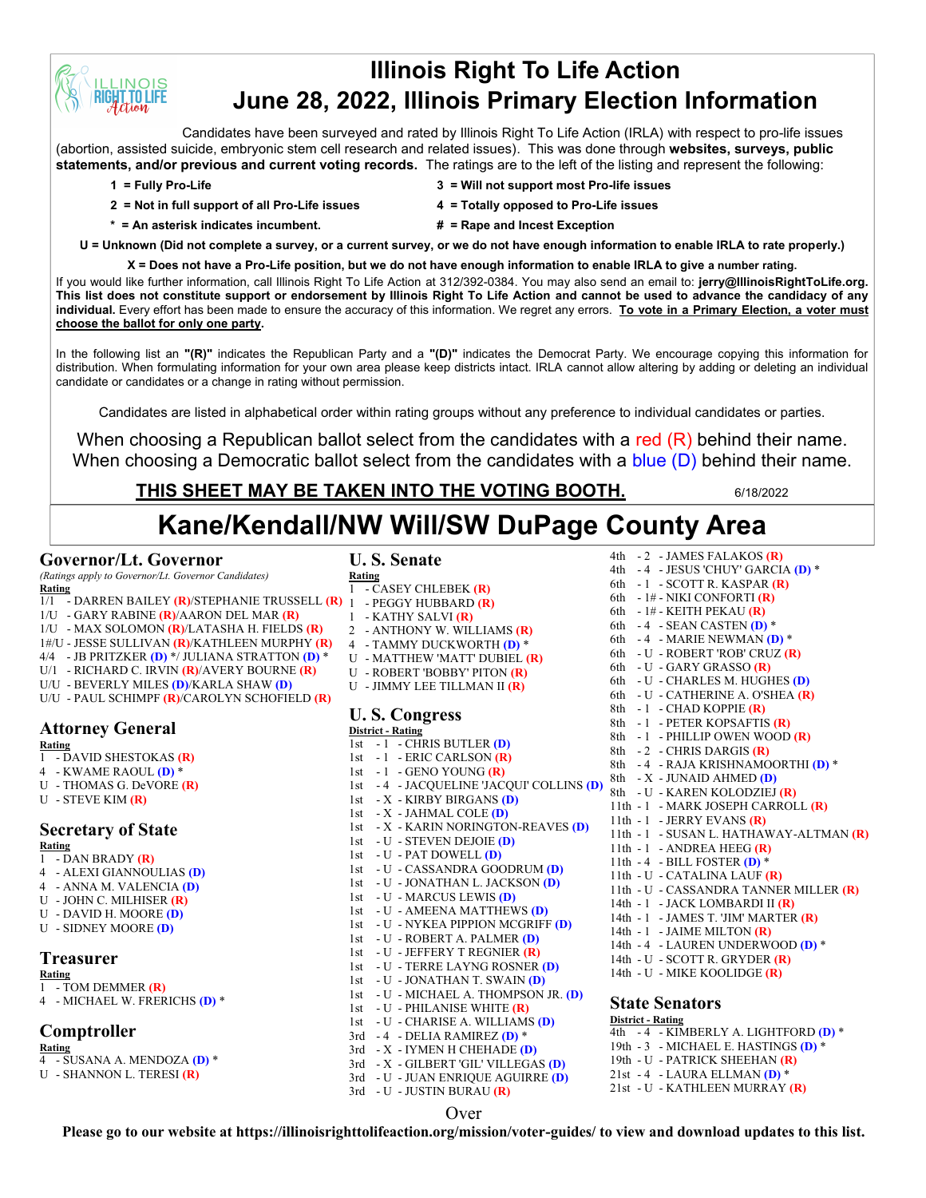# Illinois Right To Life Action
# June 28, 2022, Illinois Primary Election Information

Candidates have been surveyed and rated by Illinois Right To Life Action (IRLA) with respect to pro-life issues (abortion, assisted suicide, embryonic stem cell research and related issues). This was done through **websites, surveys, public statements, and/or previous and current voting records.** The ratings are to the left of the listing and represent the following:

- **1 = Fully Pro-Life**
- **2 = Not in full support of all Pro-Life issues**
- **3 = Will not support most Pro-life issues**
- **4 = Totally opposed to Pro-Life issues**
- **\* = An asterisk indicates incumbent.**
- **# = Rape and Incest Exception**

**U = Unknown (Did not complete a survey, or a current survey, or we do not have enough information to enable IRLA to rate properly.)**

**X = Does not have a Pro-Life position, but we do not have enough information to enable IRLA to give a number rating.**

If you would like further information, call Illinois Right To Life Action at 312/392-0384. You may also send an email to: **jerry@IllinoisRightToLife.org. This list does not constitute support or endorsement by Illinois Right To Life Action and cannot be used to advance the candidacy of any individual.** Every effort has been made to ensure the accuracy of this information. We regret any errors. **To vote in a Primary Election, a voter must choose the ballot for only one party.**

In the following list an **"(R)"** indicates the Republican Party and a **"(D)"** indicates the Democrat Party. We encourage copying this information for distribution. When formulating information for your own area please keep districts intact. IRLA cannot allow altering by adding or deleting an individual candidate or candidates or a change in rating without permission.

Candidates are listed in alphabetical order within rating groups without any preference to individual candidates or parties.

When choosing a Republican ballot select from the candidates with a red (R) behind their name.
When choosing a Democratic ballot select from the candidates with a blue (D) behind their name.

**THIS SHEET MAY BE TAKEN INTO THE VOTING BOOTH.** 6/18/2022

## Kane/Kendall/NW Will/SW DuPage County Area

### Governor/Lt. Governor

*(Ratings apply to Governor/Lt. Governor Candidates)*

**Rating**

- 1/1 - DARREN BAILEY (R)/STEPHANIE TRUSSELL (R)
- 1/U - GARY RABINE (R)/AARON DEL MAR (R)
- 1/U - MAX SOLOMON (R)/LATASHA H. FIELDS (R)
- 1#/U - JESSE SULLIVAN (R)/KATHLEEN MURPHY (R)
- 4/4 - JB PRITZKER (D) */ JULIANA STRATTON (D) *
- U/1 - RICHARD C. IRVIN (R)/AVERY BOURNE (R)
- U/U - BEVERLY MILES (D)/KARLA SHAW (D)
- U/U - PAUL SCHIMPF (R)/CAROLYN SCHOFIELD (R)

### Attorney General

**Rating**

- 1 - DAVID SHESTOKAS (R)
- 4 - KWAME RAOUL (D) *
- U - THOMAS G. DeVORE (R)
- U - STEVE KIM (R)

### Secretary of State

**Rating**

- 1 - DAN BRADY (R)
- 4 - ALEXI GIANNOULIAS (D)
- 4 - ANNA M. VALENCIA (D)
- U - JOHN C. MILHISER (R)
- U - DAVID H. MOORE (D)
- U - SIDNEY MOORE (D)

### Treasurer

**Rating**

- 1 - TOM DEMMER (R)
- 4 - MICHAEL W. FRERICHS (D) *

### Comptroller

**Rating**

- 4 - SUSANA A. MENDOZA (D) *
- U - SHANNON L. TERESI (R)

### U. S. Senate

**Rating**

- 1 - CASEY CHLEBEK (R)
- 1 - PEGGY HUBBARD (R)
- 1 - KATHY SALVI (R)
- 2 - ANTHONY W. WILLIAMS (R)
- 4 - TAMMY DUCKWORTH (D) *
- U - MATTHEW 'MATT' DUBIEL (R)
- U - ROBERT 'BOBBY' PITON (R)
- U - JIMMY LEE TILLMAN II (R)

### U. S. Congress

**District - Rating**

- 1st - 1 - CHRIS BUTLER (D)
- 1st - 1 - ERIC CARLSON (R)
- 1st - 1 - GENO YOUNG (R)
- 1st - 4 - JACQUELINE 'JACQUI' COLLINS (D)
- 1st - X - KIRBY BIRGANS (D)
- 1st - X - JAHMAL COLE (D)
- 1st - X - KARIN NORINGTON-REAVES (D)
- 1st - U - STEVEN DEJOIE (D)
- 1st - U - PAT DOWELL (D)
- 1st - U - CASSANDRA GOODRUM (D)
- 1st - U - JONATHAN L. JACKSON (D)
- 1st - U - MARCUS LEWIS (D)
- 1st - U - AMEENA MATTHEWS (D)
- 1st - U - NYKEA PIPPION MCGRIFF (D)
- 1st - U - ROBERT A. PALMER (D)
- 1st - U - JEFFERY T REGNIER (R)
- 1st - U - TERRE LAYNG ROSNER (D)
- 1st - U - JONATHAN T. SWAIN (D)
- 1st - U - MICHAEL A. THOMPSON JR. (D)
- 1st - U - PHILANISE WHITE (R)
- 1st - U - CHARISE A. WILLIAMS (D)
- 3rd - 4 - DELIA RAMIREZ (D) *
- 3rd - X - IYMEN H CHEHADE (D)
- 3rd - X - GILBERT 'GIL' VILLEGAS (D)
- 3rd - U - JUAN ENRIQUE AGUIRRE (D)
- 3rd - U - JUSTIN BURAU (R)
- 4th - 2 - JAMES FALAKOS (R)
- 4th - 4 - JESUS 'CHUY' GARCIA (D) *
- 6th - 1 - SCOTT R. KASPAR (R)
- 6th - 1# - NIKI CONFORTI (R)
- 6th - 1# - KEITH PEKAU (R)
- 6th - 4 - SEAN CASTEN (D) *
- 6th - 4 - MARIE NEWMAN (D) *
- 6th - U - ROBERT 'ROB' CRUZ (R)
- 6th - U - GARY GRASSO (R)
- 6th - U - CHARLES M. HUGHES (D)
- 6th - U - CATHERINE A. O'SHEA (R)
- 8th - 1 - CHAD KOPPIE (R)
- 8th - 1 - PETER KOPSAFTIS (R)
- 8th - 1 - PHILLIP OWEN WOOD (R)
- 8th - 2 - CHRIS DARGIS (R)
- 8th - 4 - RAJA KRISHNAMOORTHI (D) *
- 8th - X - JUNAID AHMED (D)
- 8th - U - KAREN KOLODZIEJ (R)
- 11th - 1 - MARK JOSEPH CARROLL (R)
- 11th - 1 - JERRY EVANS (R)
- 11th - 1 - SUSAN L. HATHAWAY-ALTMAN (R)
- 11th - 1 - ANDREA HEEG (R)
- 11th - 4 - BILL FOSTER (D) *
- 11th - U - CATALINA LAUF (R)
- 11th - U - CASSANDRA TANNER MILLER (R)
- 14th - 1 - JACK LOMBARDI II (R)
- 14th - 1 - JAMES T. 'JIM' MARTER (R)
- 14th - 1 - JAIME MILTON (R)
- 14th - 4 - LAUREN UNDERWOOD (D) *
- 14th - U - SCOTT R. GRYDER (R)
- 14th - U - MIKE KOOLIDGE (R)

### State Senators

**District - Rating**

- 4th - 4 - KIMBERLY A. LIGHTFORD (D) *
- 19th - 3 - MICHAEL E. HASTINGS (D) *
- 19th - U - PATRICK SHEEHAN (R)
- 21st - 4 - LAURA ELLMAN (D) *
- 21st - U - KATHLEEN MURRAY (R)

Over

**Please go to our website at https://illinoisrighttolifeaction.org/mission/voter-guides/ to view and download updates to this list.**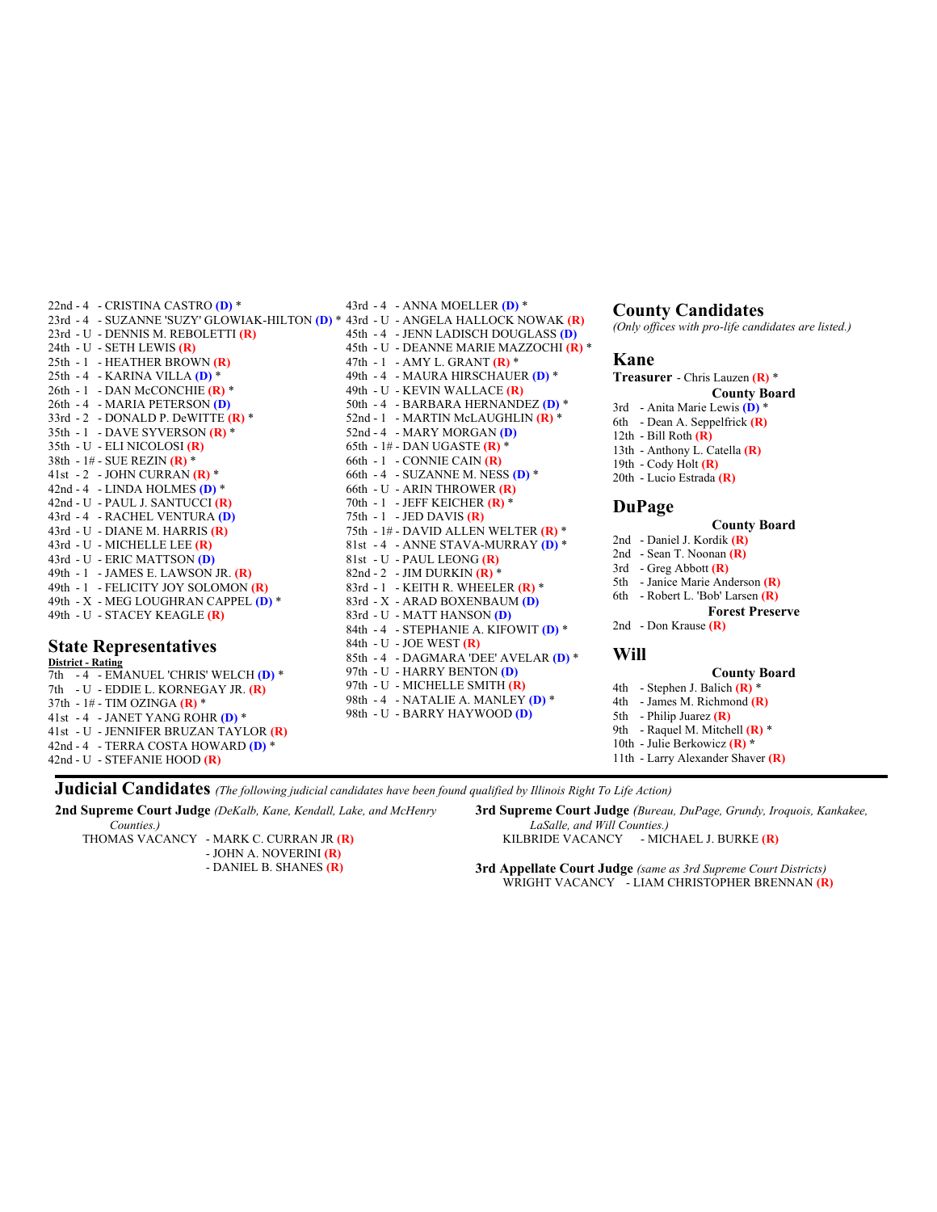22nd - 4 - CRISTINA CASTRO **(D)** *
23rd - 4 - SUZANNE 'SUZY' GLOWIAK-HILTON **(D)** *
23rd - U - DENNIS M. REBOLETTI **(R)**
24th - U - SETH LEWIS **(R)**
25th - 1 - HEATHER BROWN **(R)**
25th - 4 - KARINA VILLA **(D)** *
26th - 1 - DAN McCONCHIE **(R)** *
26th - 4 - MARIA PETERSON **(D)**
33rd - 2 - DONALD P. DeWITTE **(R)** *
35th - 1 - DAVE SYVERSON **(R)** *
35th - U - ELI NICOLOSI **(R)**
38th - 1# - SUE REZIN **(R)** *
41st - 2 - JOHN CURRAN **(R)** *
42nd - 4 - LINDA HOLMES **(D)** *
42nd - U - PAUL J. SANTUCCI **(R)**
43rd - 4 - RACHEL VENTURA **(D)**
43rd - U - DIANE M. HARRIS **(R)**
43rd - U - MICHELLE LEE **(R)**
43rd - U - ERIC MATTSON **(D)**
49th - 1 - JAMES E. LAWSON JR. **(R)**
49th - 1 - FELICITY JOY SOLOMON **(R)**
49th - X - MEG LOUGHRAN CAPPEL **(D)** *
49th - U - STACEY KEAGLE **(R)**

## State Representatives

**District - Rating**

7th - 4 - EMANUEL 'CHRIS' WELCH **(D)** *
7th - U - EDDIE L. KORNEGAY JR. **(R)**
37th - 1# - TIM OZINGA **(R)** *
41st - 4 - JANET YANG ROHR **(D)** *
41st - U - JENNIFER BRUZAN TAYLOR **(R)**
42nd - 4 - TERRA COSTA HOWARD **(D)** *
42nd - U - STEFANIE HOOD **(R)**
43rd - 4 - ANNA MOELLER **(D)** *
43rd - U - ANGELA HALLOCK NOWAK **(R)**
45th - 4 - JENN LADISCH DOUGLASS **(D)**
45th - U - DEANNE MARIE MAZZOCHI **(R)** *
47th - 1 - AMY L. GRANT **(R)** *
49th - 4 - MAURA HIRSCHAUER **(D)** *
49th - U - KEVIN WALLACE **(R)**
50th - 4 - BARBARA HERNANDEZ **(D)** *
52nd - 1 - MARTIN McLAUGHLIN **(R)** *
52nd - 4 - MARY MORGAN **(D)**
65th - 1# - DAN UGASTE **(R)** *
66th - 1 - CONNIE CAIN **(R)**
66th - 4 - SUZANNE M. NESS **(D)** *
66th - U - ARIN THROWER **(R)**
70th - 1 - JEFF KEICHER **(R)** *
75th - 1 - JED DAVIS **(R)**
75th - 1# - DAVID ALLEN WELTER **(R)** *
81st - 4 - ANNE STAVA-MURRAY **(D)** *
81st - U - PAUL LEONG **(R)**
82nd - 2 - JIM DURKIN **(R)** *
83rd - 1 - KEITH R. WHEELER **(R)** *
83rd - X - ARAD BOXENBAUM **(D)**
83rd - U - MATT HANSON **(D)**
84th - 4 - STEPHANIE A. KIFOWIT **(D)** *
84th - U - JOE WEST **(R)**
85th - 4 - DAGMARA 'DEE' AVELAR **(D)** *
97th - U - HARRY BENTON **(D)**
97th - U - MICHELLE SMITH **(R)**
98th - 4 - NATALIE A. MANLEY **(D)** *
98th - U - BARRY HAYWOOD **(D)**

## County Candidates

*(Only offices with pro-life candidates are listed.)*

### Kane

**Treasurer** - Chris Lauzen **(R)** *

**County Board**

3rd - Anita Marie Lewis **(D)** *
6th - Dean A. Seppelfrick **(R)**
12th - Bill Roth **(R)**
13th - Anthony L. Catella **(R)**
19th - Cody Holt **(R)**
20th - Lucio Estrada **(R)**

### DuPage

**County Board**

2nd - Daniel J. Kordik **(R)**
2nd - Sean T. Noonan **(R)**
3rd - Greg Abbott **(R)**
5th - Janice Marie Anderson **(R)**
6th - Robert L. 'Bob' Larsen **(R)**

**Forest Preserve**

2nd - Don Krause **(R)**

### Will

**County Board**

4th - Stephen J. Balich **(R)** *
4th - James M. Richmond **(R)**
5th - Philip Juarez **(R)**
9th - Raquel M. Mitchell **(R)** *
10th - Julie Berkowicz **(R)** *
11th - Larry Alexander Shaver **(R)**

## Judicial Candidates *(The following judicial candidates have been found qualified by Illinois Right To Life Action)*

**2nd Supreme Court Judge** *(DeKalb, Kane, Kendall, Lake, and McHenry Counties.)*

THOMAS VACANCY - MARK C. CURRAN JR **(R)**
- JOHN A. NOVERINI **(R)**
- DANIEL B. SHANES **(R)**

**3rd Supreme Court Judge** *(Bureau, DuPage, Grundy, Iroquois, Kankakee, LaSalle, and Will Counties.)*

KILBRIDE VACANCY - MICHAEL J. BURKE **(R)**

**3rd Appellate Court Judge** *(same as 3rd Supreme Court Districts)*

WRIGHT VACANCY - LIAM CHRISTOPHER BRENNAN **(R)**